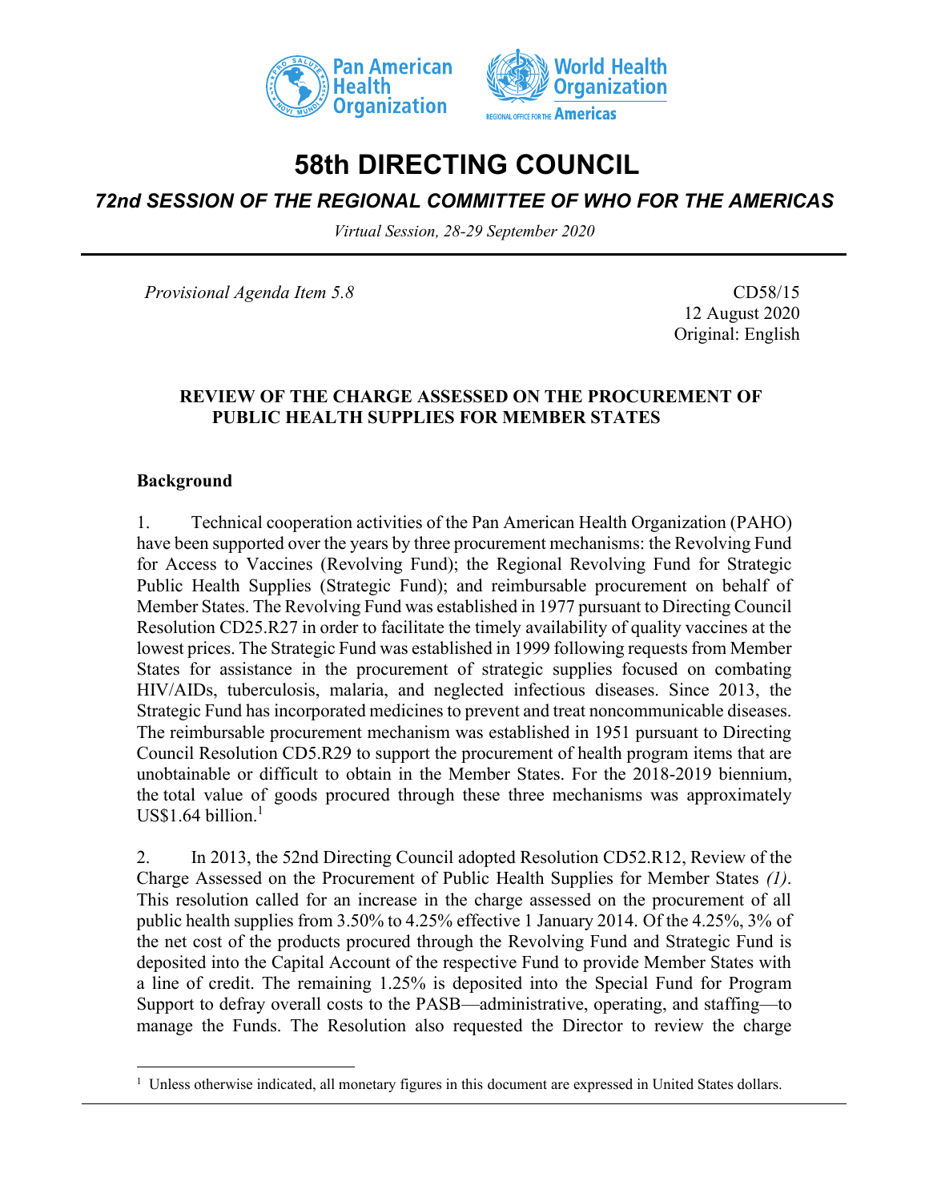# 58th DIRECTING COUNCIL

## *72nd SESSION OF THE REGIONAL COMMITTEE OF WHO FOR THE AMERICAS*

*Virtual Session, 28-29 September 2020*

*Provisional Agenda Item 5.8*

CD58/15
12 August 2020
Original: English

**REVIEW OF THE CHARGE ASSESSED ON THE PROCUREMENT OF PUBLIC HEALTH SUPPLIES FOR MEMBER STATES**

**Background**

1. Technical cooperation activities of the Pan American Health Organization (PAHO) have been supported over the years by three procurement mechanisms: the Revolving Fund for Access to Vaccines (Revolving Fund); the Regional Revolving Fund for Strategic Public Health Supplies (Strategic Fund); and reimbursable procurement on behalf of Member States. The Revolving Fund was established in 1977 pursuant to Directing Council Resolution CD25.R27 in order to facilitate the timely availability of quality vaccines at the lowest prices. The Strategic Fund was established in 1999 following requests from Member States for assistance in the procurement of strategic supplies focused on combating HIV/AIDs, tuberculosis, malaria, and neglected infectious diseases. Since 2013, the Strategic Fund has incorporated medicines to prevent and treat noncommunicable diseases. The reimbursable procurement mechanism was established in 1951 pursuant to Directing Council Resolution CD5.R29 to support the procurement of health program items that are unobtainable or difficult to obtain in the Member States. For the 2018-2019 biennium, the total value of goods procured through these three mechanisms was approximately US$1.64 billion.[1]

2. In 2013, the 52nd Directing Council adopted Resolution CD52.R12, Review of the Charge Assessed on the Procurement of Public Health Supplies for Member States *(1)*. This resolution called for an increase in the charge assessed on the procurement of all public health supplies from 3.50% to 4.25% effective 1 January 2014. Of the 4.25%, 3% of the net cost of the products procured through the Revolving Fund and Strategic Fund is deposited into the Capital Account of the respective Fund to provide Member States with a line of credit. The remaining 1.25% is deposited into the Special Fund for Program Support to defray overall costs to the PASB—administrative, operating, and staffing—to manage the Funds. The Resolution also requested the Director to review the charge

---

[1] Unless otherwise indicated, all monetary figures in this document are expressed in United States dollars.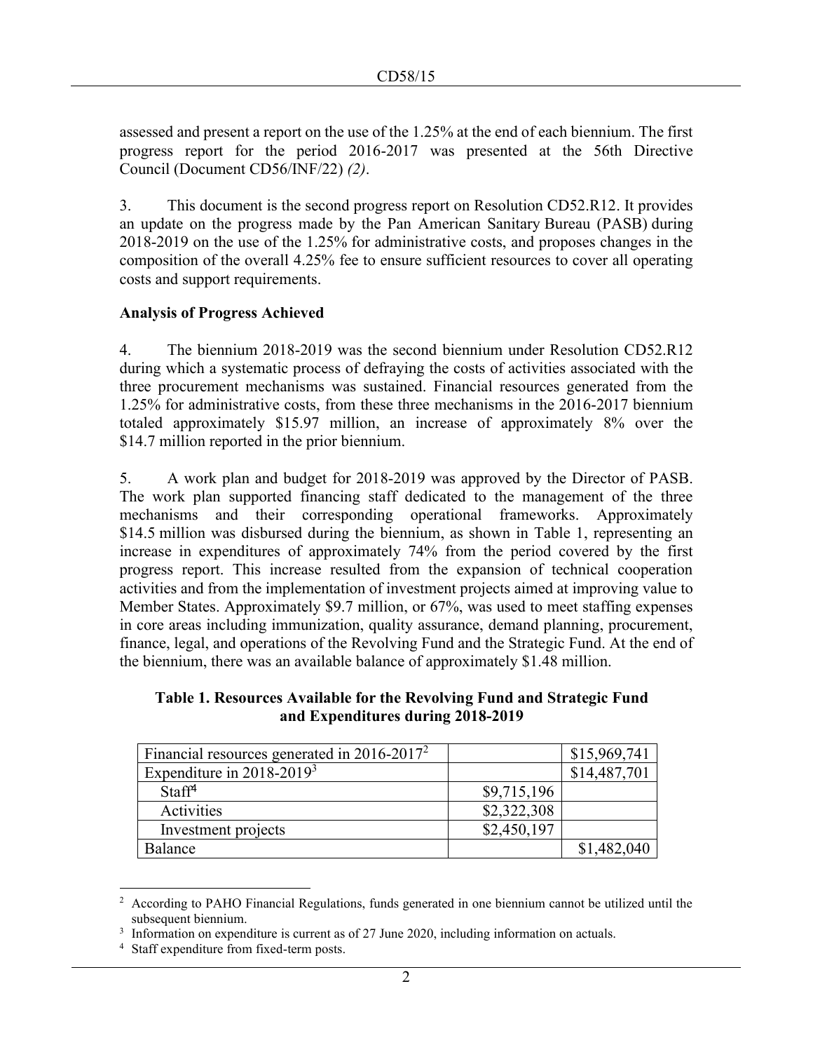assessed and present a report on the use of the 1.25% at the end of each biennium. The first progress report for the period 2016-2017 was presented at the 56th Directive Council (Document CD56/INF/22) *(2)*.

3. This document is the second progress report on Resolution CD52.R12. It provides an update on the progress made by the Pan American Sanitary Bureau (PASB) during 2018-2019 on the use of the 1.25% for administrative costs, and proposes changes in the composition of the overall 4.25% fee to ensure sufficient resources to cover all operating costs and support requirements.

**Analysis of Progress Achieved**

4. The biennium 2018-2019 was the second biennium under Resolution CD52.R12 during which a systematic process of defraying the costs of activities associated with the three procurement mechanisms was sustained. Financial resources generated from the 1.25% for administrative costs, from these three mechanisms in the 2016-2017 biennium totaled approximately $15.97 million, an increase of approximately 8% over the $14.7 million reported in the prior biennium.

5. A work plan and budget for 2018-2019 was approved by the Director of PASB. The work plan supported financing staff dedicated to the management of the three mechanisms and their corresponding operational frameworks. Approximately $14.5 million was disbursed during the biennium, as shown in Table 1, representing an increase in expenditures of approximately 74% from the period covered by the first progress report. This increase resulted from the expansion of technical cooperation activities and from the implementation of investment projects aimed at improving value to Member States. Approximately $9.7 million, or 67%, was used to meet staffing expenses in core areas including immunization, quality assurance, demand planning, procurement, finance, legal, and operations of the Revolving Fund and the Strategic Fund. At the end of the biennium, there was an available balance of approximately $1.48 million.

**Table 1. Resources Available for the Revolving Fund and Strategic Fund and Expenditures during 2018-2019**

| | | |
|---|---|---|
| Financial resources generated in 2016-2017[2] | | $15,969,741 |
| Expenditure in 2018-2019[3] | | $14,487,701 |
| Staff[4] | $9,715,196 | |
| Activities | $2,322,308 | |
| Investment projects | $2,450,197 | |
| Balance | | $1,482,040 |

[2] According to PAHO Financial Regulations, funds generated in one biennium cannot be utilized until the subsequent biennium.

[3] Information on expenditure is current as of 27 June 2020, including information on actuals.

[4] Staff expenditure from fixed-term posts.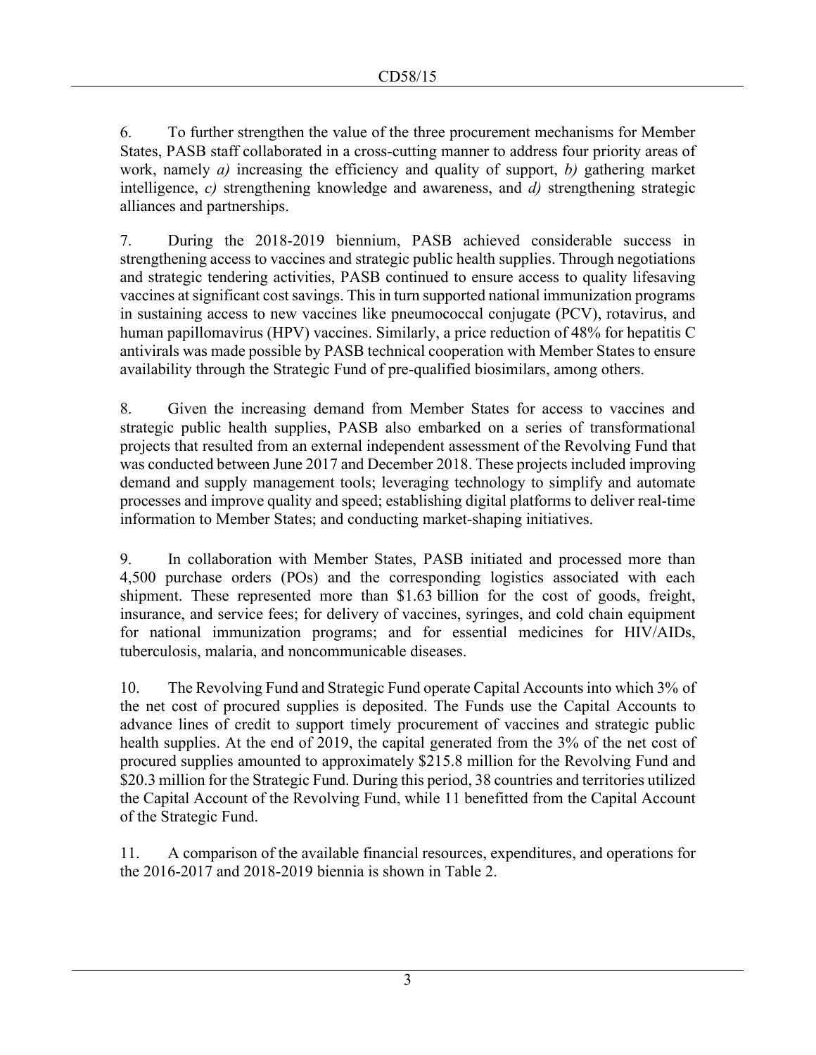6. To further strengthen the value of the three procurement mechanisms for Member States, PASB staff collaborated in a cross-cutting manner to address four priority areas of work, namely *a)* increasing the efficiency and quality of support, *b)* gathering market intelligence, *c)* strengthening knowledge and awareness, and *d)* strengthening strategic alliances and partnerships.

7. During the 2018-2019 biennium, PASB achieved considerable success in strengthening access to vaccines and strategic public health supplies. Through negotiations and strategic tendering activities, PASB continued to ensure access to quality lifesaving vaccines at significant cost savings. This in turn supported national immunization programs in sustaining access to new vaccines like pneumococcal conjugate (PCV), rotavirus, and human papillomavirus (HPV) vaccines. Similarly, a price reduction of 48% for hepatitis C antivirals was made possible by PASB technical cooperation with Member States to ensure availability through the Strategic Fund of pre-qualified biosimilars, among others.

8. Given the increasing demand from Member States for access to vaccines and strategic public health supplies, PASB also embarked on a series of transformational projects that resulted from an external independent assessment of the Revolving Fund that was conducted between June 2017 and December 2018. These projects included improving demand and supply management tools; leveraging technology to simplify and automate processes and improve quality and speed; establishing digital platforms to deliver real-time information to Member States; and conducting market-shaping initiatives.

9. In collaboration with Member States, PASB initiated and processed more than 4,500 purchase orders (POs) and the corresponding logistics associated with each shipment. These represented more than $1.63 billion for the cost of goods, freight, insurance, and service fees; for delivery of vaccines, syringes, and cold chain equipment for national immunization programs; and for essential medicines for HIV/AIDs, tuberculosis, malaria, and noncommunicable diseases.

10. The Revolving Fund and Strategic Fund operate Capital Accounts into which 3% of the net cost of procured supplies is deposited. The Funds use the Capital Accounts to advance lines of credit to support timely procurement of vaccines and strategic public health supplies. At the end of 2019, the capital generated from the 3% of the net cost of procured supplies amounted to approximately $215.8 million for the Revolving Fund and $20.3 million for the Strategic Fund. During this period, 38 countries and territories utilized the Capital Account of the Revolving Fund, while 11 benefitted from the Capital Account of the Strategic Fund.

11. A comparison of the available financial resources, expenditures, and operations for the 2016-2017 and 2018-2019 biennia is shown in Table 2.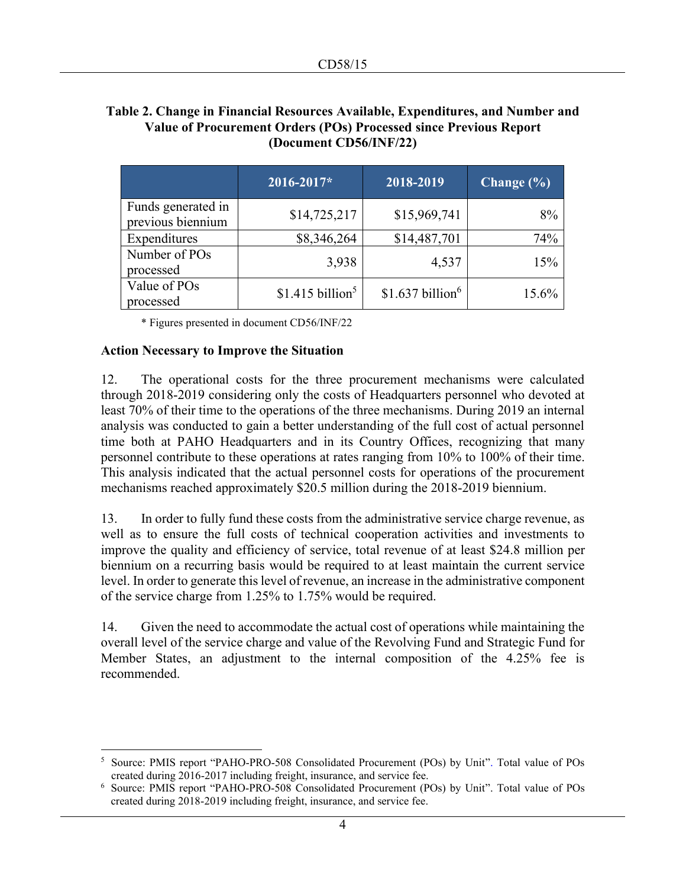**Table 2. Change in Financial Resources Available, Expenditures, and Number and Value of Procurement Orders (POs) Processed since Previous Report (Document CD56/INF/22)**

| | 2016-2017* | 2018-2019 | Change (%) |
|---|---|---|---|
| Funds generated in previous biennium | $14,725,217 | $15,969,741 | 8% |
| Expenditures | $8,346,264 | $14,487,701 | 74% |
| Number of POs processed | 3,938 | 4,537 | 15% |
| Value of POs processed | $1.415 billion[5] | $1.637 billion[6] | 15.6% |

\* Figures presented in document CD56/INF/22

**Action Necessary to Improve the Situation**

12. The operational costs for the three procurement mechanisms were calculated through 2018-2019 considering only the costs of Headquarters personnel who devoted at least 70% of their time to the operations of the three mechanisms. During 2019 an internal analysis was conducted to gain a better understanding of the full cost of actual personnel time both at PAHO Headquarters and in its Country Offices, recognizing that many personnel contribute to these operations at rates ranging from 10% to 100% of their time. This analysis indicated that the actual personnel costs for operations of the procurement mechanisms reached approximately $20.5 million during the 2018-2019 biennium.

13. In order to fully fund these costs from the administrative service charge revenue, as well as to ensure the full costs of technical cooperation activities and investments to improve the quality and efficiency of service, total revenue of at least $24.8 million per biennium on a recurring basis would be required to at least maintain the current service level. In order to generate this level of revenue, an increase in the administrative component of the service charge from 1.25% to 1.75% would be required.

14. Given the need to accommodate the actual cost of operations while maintaining the overall level of the service charge and value of the Revolving Fund and Strategic Fund for Member States, an adjustment to the internal composition of the 4.25% fee is recommended.

---

[5] Source: PMIS report "PAHO-PRO-508 Consolidated Procurement (POs) by Unit". Total value of POs created during 2016-2017 including freight, insurance, and service fee.

[6] Source: PMIS report "PAHO-PRO-508 Consolidated Procurement (POs) by Unit". Total value of POs created during 2018-2019 including freight, insurance, and service fee.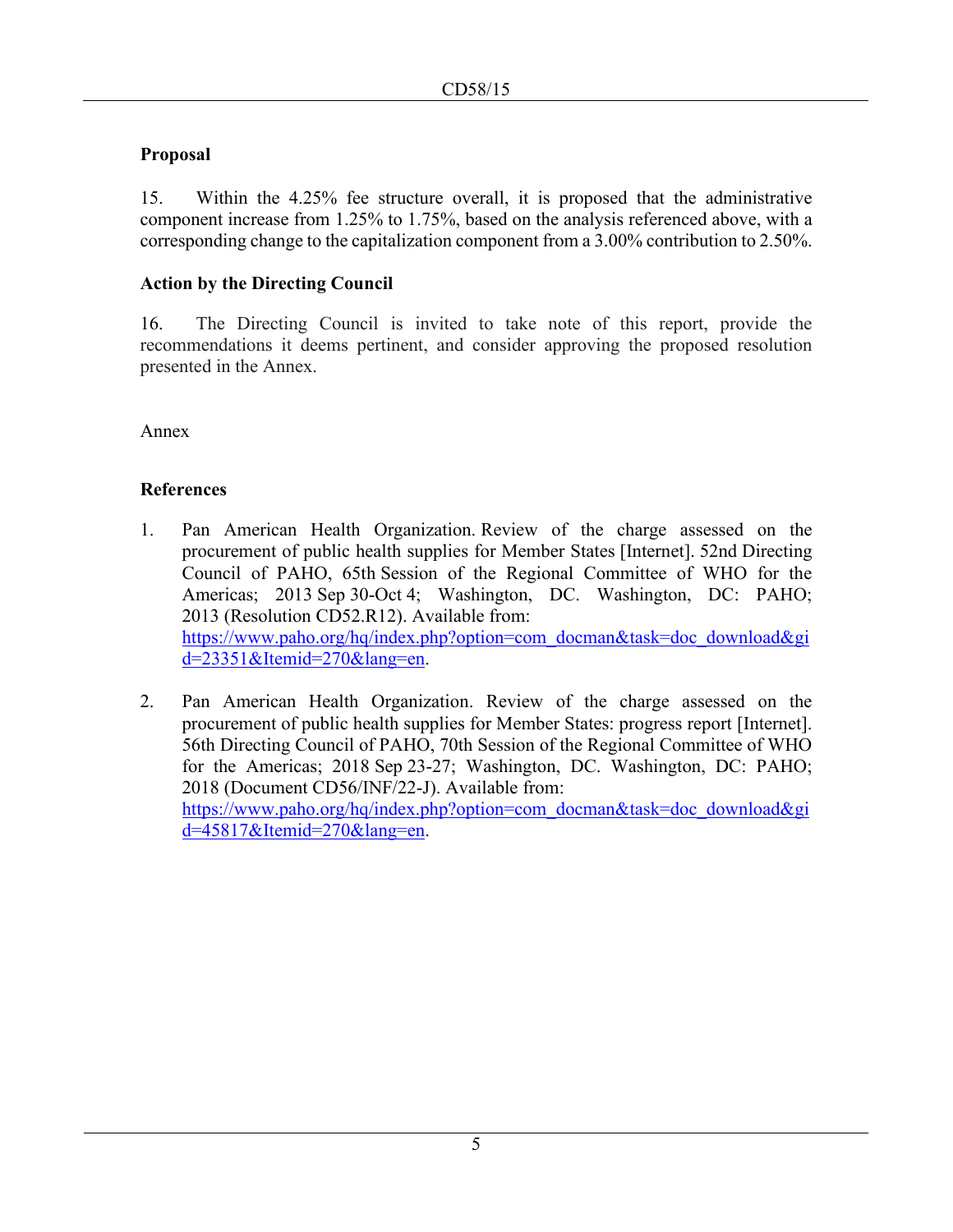**Proposal**

15. Within the 4.25% fee structure overall, it is proposed that the administrative component increase from 1.25% to 1.75%, based on the analysis referenced above, with a corresponding change to the capitalization component from a 3.00% contribution to 2.50%.

**Action by the Directing Council**

16. The Directing Council is invited to take note of this report, provide the recommendations it deems pertinent, and consider approving the proposed resolution presented in the Annex.

Annex

**References**

1. Pan American Health Organization. Review of the charge assessed on the procurement of public health supplies for Member States [Internet]. 52nd Directing Council of PAHO, 65th Session of the Regional Committee of WHO for the Americas; 2013 Sep 30-Oct 4; Washington, DC. Washington, DC: PAHO; 2013 (Resolution CD52.R12). Available from: https://www.paho.org/hq/index.php?option=com_docman&task=doc_download&gid=23351&Itemid=270&lang=en.

2. Pan American Health Organization. Review of the charge assessed on the procurement of public health supplies for Member States: progress report [Internet]. 56th Directing Council of PAHO, 70th Session of the Regional Committee of WHO for the Americas; 2018 Sep 23-27; Washington, DC. Washington, DC: PAHO; 2018 (Document CD56/INF/22-J). Available from: https://www.paho.org/hq/index.php?option=com_docman&task=doc_download&gid=45817&Itemid=270&lang=en.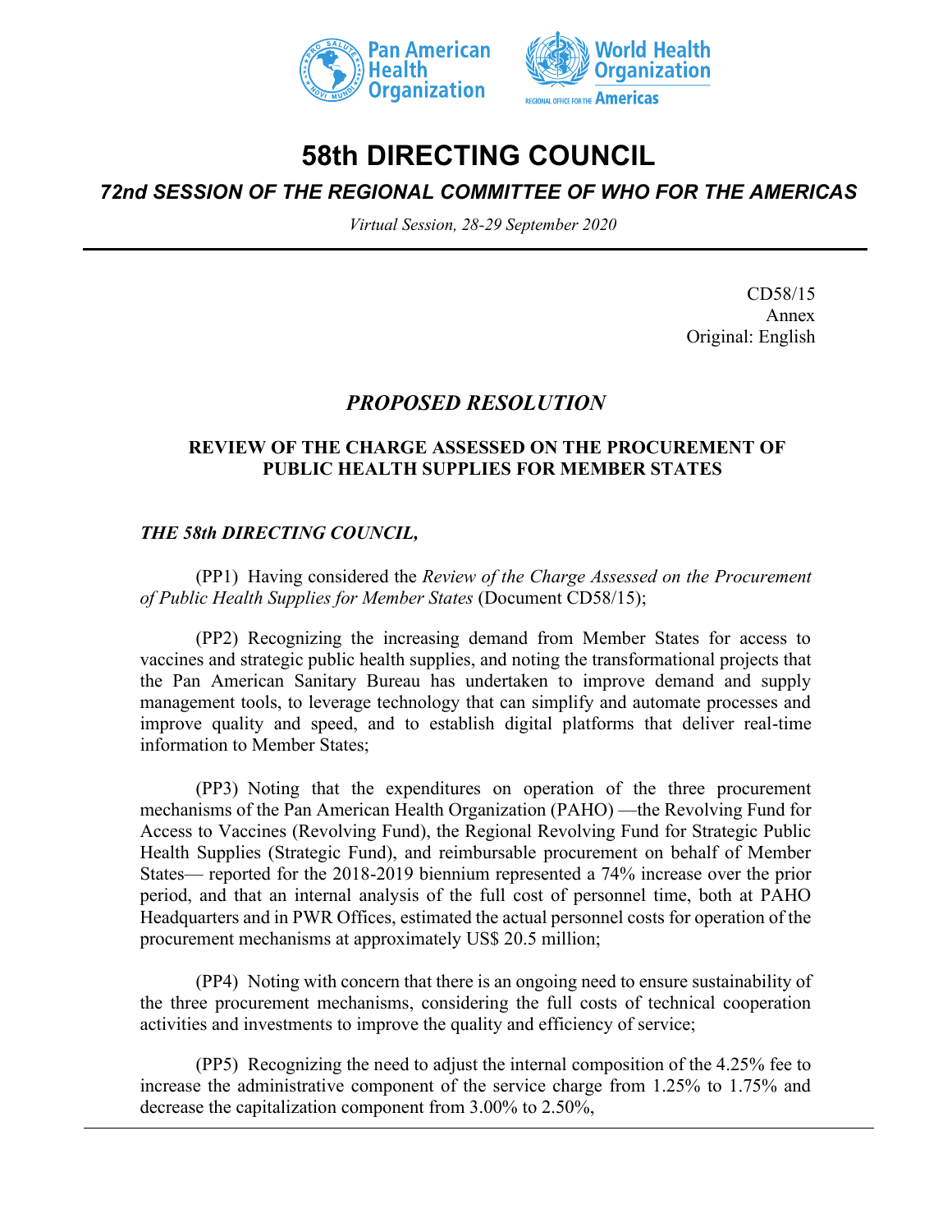# 58th DIRECTING COUNCIL

## *72nd SESSION OF THE REGIONAL COMMITTEE OF WHO FOR THE AMERICAS*

*Virtual Session, 28-29 September 2020*

CD58/15
Annex
Original: English

## *PROPOSED RESOLUTION*

### REVIEW OF THE CHARGE ASSESSED ON THE PROCUREMENT OF PUBLIC HEALTH SUPPLIES FOR MEMBER STATES

***THE 58th DIRECTING COUNCIL,***

(PP1) Having considered the *Review of the Charge Assessed on the Procurement of Public Health Supplies for Member States* (Document CD58/15);

(PP2) Recognizing the increasing demand from Member States for access to vaccines and strategic public health supplies, and noting the transformational projects that the Pan American Sanitary Bureau has undertaken to improve demand and supply management tools, to leverage technology that can simplify and automate processes and improve quality and speed, and to establish digital platforms that deliver real-time information to Member States;

(PP3) Noting that the expenditures on operation of the three procurement mechanisms of the Pan American Health Organization (PAHO) —the Revolving Fund for Access to Vaccines (Revolving Fund), the Regional Revolving Fund for Strategic Public Health Supplies (Strategic Fund), and reimbursable procurement on behalf of Member States— reported for the 2018-2019 biennium represented a 74% increase over the prior period, and that an internal analysis of the full cost of personnel time, both at PAHO Headquarters and in PWR Offices, estimated the actual personnel costs for operation of the procurement mechanisms at approximately US$ 20.5 million;

(PP4) Noting with concern that there is an ongoing need to ensure sustainability of the three procurement mechanisms, considering the full costs of technical cooperation activities and investments to improve the quality and efficiency of service;

(PP5) Recognizing the need to adjust the internal composition of the 4.25% fee to increase the administrative component of the service charge from 1.25% to 1.75% and decrease the capitalization component from 3.00% to 2.50%,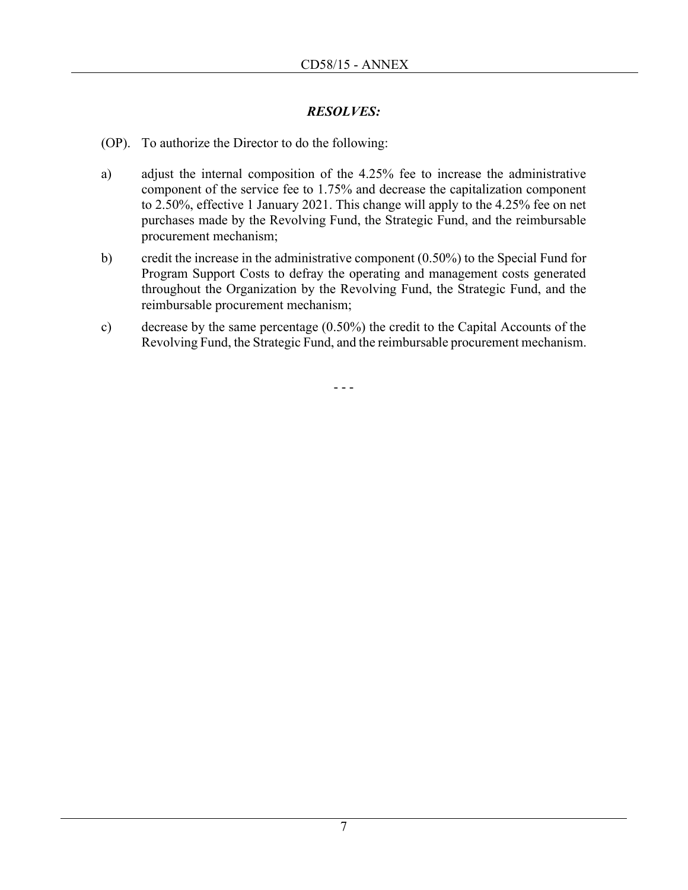***RESOLVES:***

(OP). To authorize the Director to do the following:

a) adjust the internal composition of the 4.25% fee to increase the administrative component of the service fee to 1.75% and decrease the capitalization component to 2.50%, effective 1 January 2021. This change will apply to the 4.25% fee on net purchases made by the Revolving Fund, the Strategic Fund, and the reimbursable procurement mechanism;

b) credit the increase in the administrative component (0.50%) to the Special Fund for Program Support Costs to defray the operating and management costs generated throughout the Organization by the Revolving Fund, the Strategic Fund, and the reimbursable procurement mechanism;

c) decrease by the same percentage (0.50%) the credit to the Capital Accounts of the Revolving Fund, the Strategic Fund, and the reimbursable procurement mechanism.

- - -